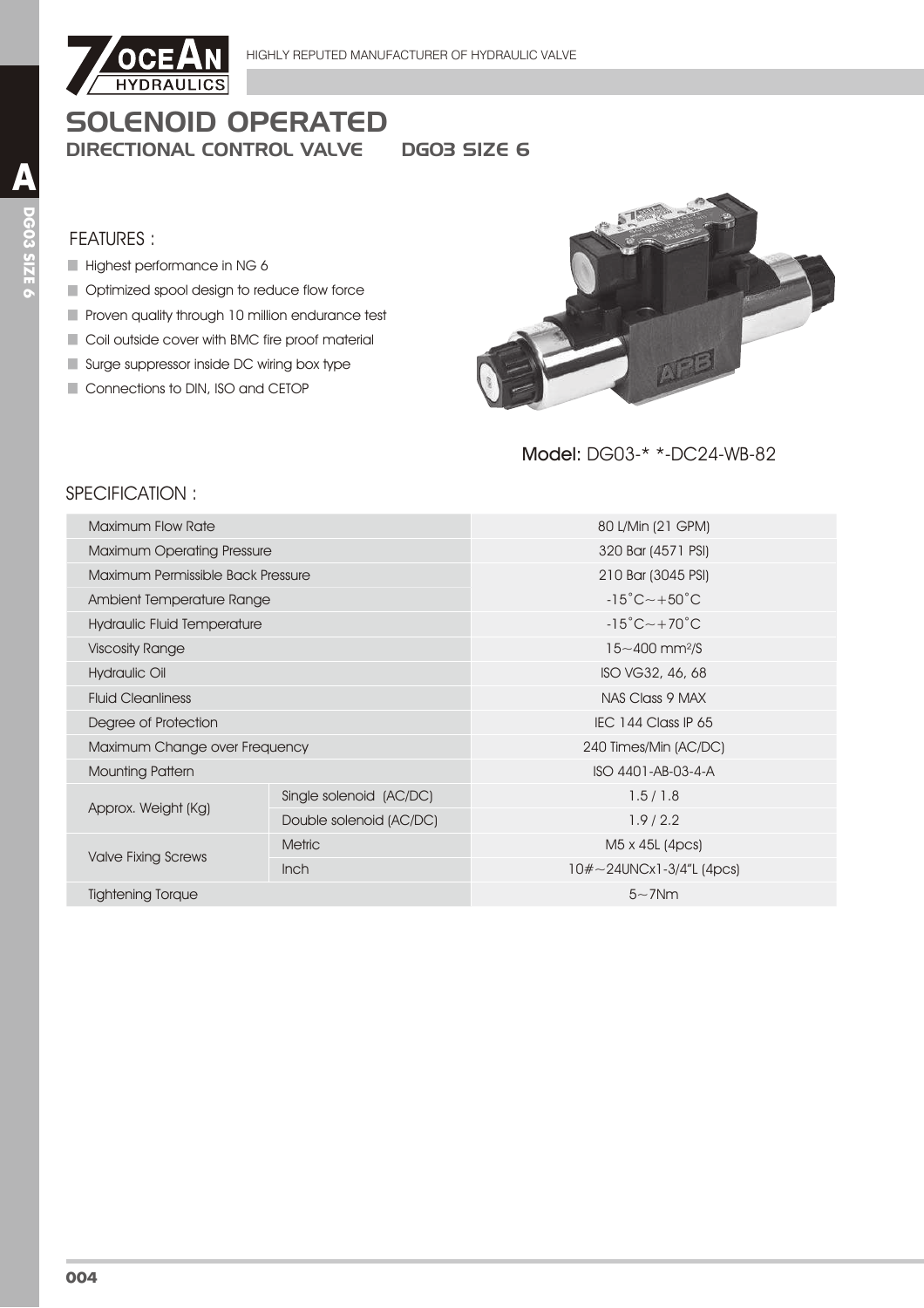# SOLENOID OPERATED

## DIRECTIONAL CONTROL VALVE DG03 SIZE 6

### FEATURES :

- Highest performance in NG 6
- Optimized spool design to reduce flow force
- Proven quality through 10 million endurance test
- Coil outside cover with BMC fire proof material
- Surge suppressor inside DC wiring box type
- Connections to DIN, ISO and CETOP

**Model:** DG03-* *-DC24-WB-82

### SPECIFICATION :

| | | |
|---|---|---|
| Maximum Flow Rate | | 80 L/Min (21 GPM) |
| Maximum Operating Pressure | | 320 Bar (4571 PSI) |
| Maximum Permissible Back Pressure | | 210 Bar (3045 PSI) |
| Ambient Temperature Range | | -15˚C～+50˚C |
| Hydraulic Fluid Temperature | | -15˚C～+70˚C |
| Viscosity Range | | 15～400 $mm^2/S$ |
| Hydraulic Oil | | ISO VG32, 46, 68 |
| Fluid Cleanliness | | NAS Class 9 MAX |
| Degree of Protection | | IEC 144 Class IP 65 |
| Maximum Change over Frequency | | 240 Times/Min (AC/DC) |
| Mounting Pattern | | ISO 4401-AB-03-4-A |
| Approx. Weight (Kg) | Single solenoid (AC/DC) | 1.5 / 1.8 |
| | Double solenoid (AC/DC) | 1.9 / 2.2 |
| Valve Fixing Screws | Metric | M5 x 45L (4pcs) |
| | Inch | 10#～24UNCx1-3/4"L (4pcs) |
| Tightening Torque | | 5～7Nm |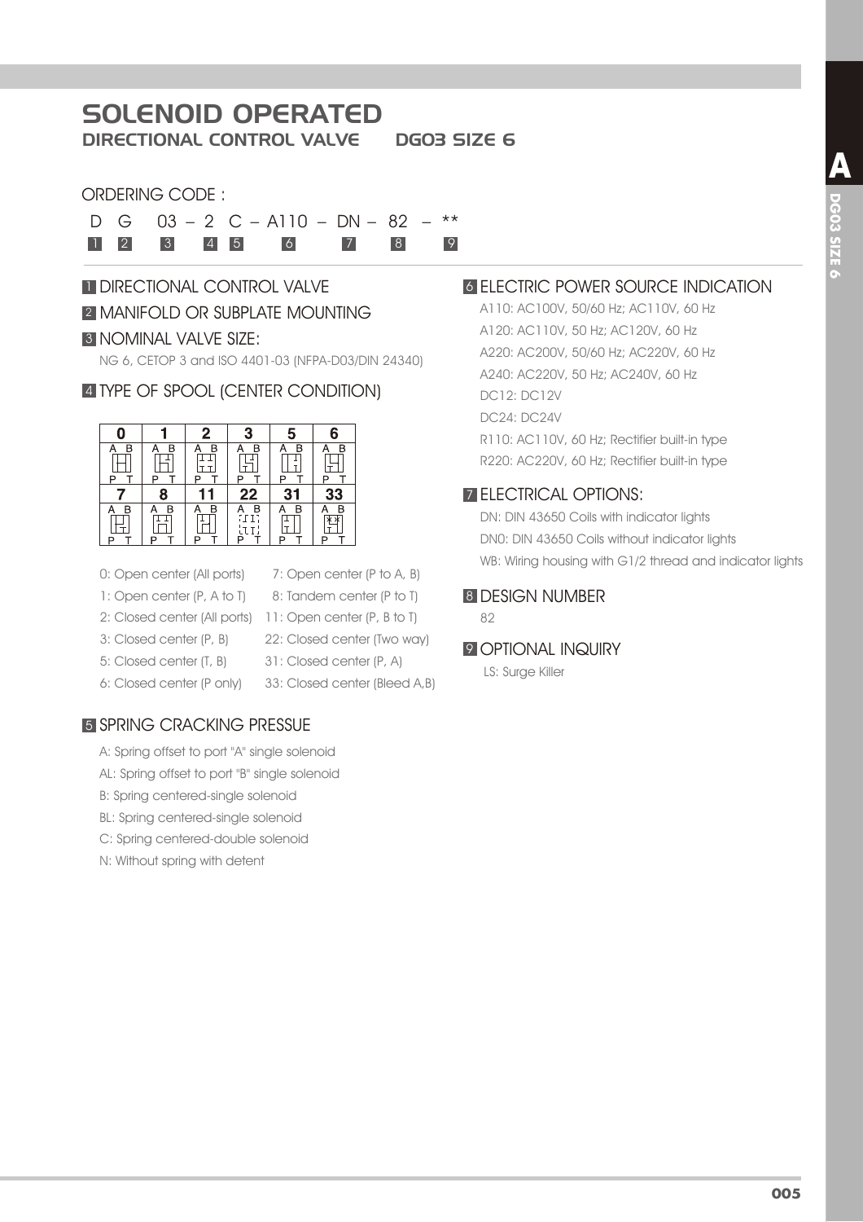# SOLENOID OPERATED

## DIRECTIONAL CONTROL VALVE DG03 SIZE 6

ORDERING CODE :

```
D  G   03 – 2  C – A110 – DN – 82 – **
1  2   3    4  5    6       7     8     9
```

### 1 DIRECTIONAL CONTROL VALVE

### 2 MANIFOLD OR SUBPLATE MOUNTING

### 3 NOMINAL VALVE SIZE:

NG 6, CETOP 3 and ISO 4401-03 (NFPA-D03/DIN 24340)

### 4 TYPE OF SPOOL (CENTER CONDITION)

| 0 | 1 | 2 | 3 | 5 | 6 |
|---|---|---|---|---|---|
| A B / P T | A B / P T | A B / P T | A B / P T | A B / P T | A B / P T |
| **7** | **8** | **11** | **22** | **31** | **33** |
| A B / P T | A B / P T | A B / P T | A B / P T | A B / P T | A B / P T |

- 0: Open center (All ports)
- 1: Open center (P, A to T)
- 2: Closed center (All ports)
- 3: Closed center (P, B)
- 5: Closed center (T, B)
- 6: Closed center (P only)
- 7: Open center (P to A, B)
- 8: Tandem center (P to T)
- 11: Open center (P, B to T)
- 22: Closed center (Two way)
- 31: Closed center (P, A)
- 33: Closed center (Bleed A,B)

### 5 SPRING CRACKING PRESSUE

- A: Spring offset to port "A" single solenoid
- AL: Spring offset to port "B" single solenoid
- B: Spring centered-single solenoid
- BL: Spring centered-single solenoid
- C: Spring centered-double solenoid
- N: Without spring with detent

### 6 ELECTRIC POWER SOURCE INDICATION

- A110: AC100V, 50/60 Hz; AC110V, 60 Hz
- A120: AC110V, 50 Hz; AC120V, 60 Hz
- A220: AC200V, 50/60 Hz; AC220V, 60 Hz
- A240: AC220V, 50 Hz; AC240V, 60 Hz
- DC12: DC12V
- DC24: DC24V
- R110: AC110V, 60 Hz; Rectifier built-in type
- R220: AC220V, 60 Hz; Rectifier built-in type

### 7 ELECTRICAL OPTIONS:

- DN: DIN 43650 Coils with indicator lights
- DN0: DIN 43650 Coils without indicator lights
- WB: Wiring housing with G1/2 thread and indicator lights

### 8 DESIGN NUMBER

82

### 9 OPTIONAL INQUIRY

LS: Surge Killer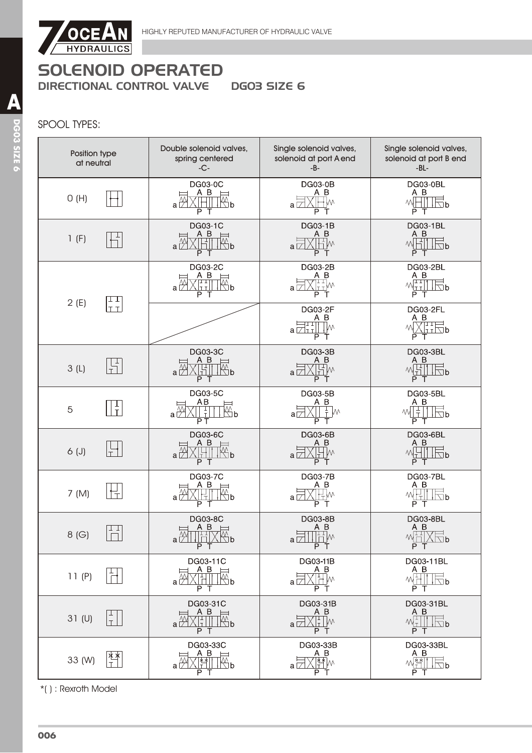# SOLENOID OPERATED

## DIRECTIONAL CONTROL VALVE　　DG03 SIZE 6

SPOOL TYPES:

| Position type at neutral | Double solenoid valves, spring centered -C- | Single solenoid valves, solenoid at port A end -B- | Single solenoid valves, solenoid at port B end -BL- |
|---|---|---|---|
| 0 (H) | DG03-0C | DG03-0B | DG03-0BL |
| 1 (F) | DG03-1C | DG03-1B | DG03-1BL |
| 2 (E) | DG03-2C | DG03-2B | DG03-2BL |
| | | DG03-2F | DG03-2FL |
| 3 (L) | DG03-3C | DG03-3B | DG03-3BL |
| 5 | DG03-5C | DG03-5B | DG03-5BL |
| 6 (J) | DG03-6C | DG03-6B | DG03-6BL |
| 7 (M) | DG03-7C | DG03-7B | DG03-7BL |
| 8 (G) | DG03-8C | DG03-8B | DG03-8BL |
| 11 (P) | DG03-11C | DG03-11B | DG03-11BL |
| 31 (U) | DG03-31C | DG03-31B | DG03-31BL |
| 33 (W) | DG03-33C | DG03-33B | DG03-33BL |

*( ) : Rexroth Model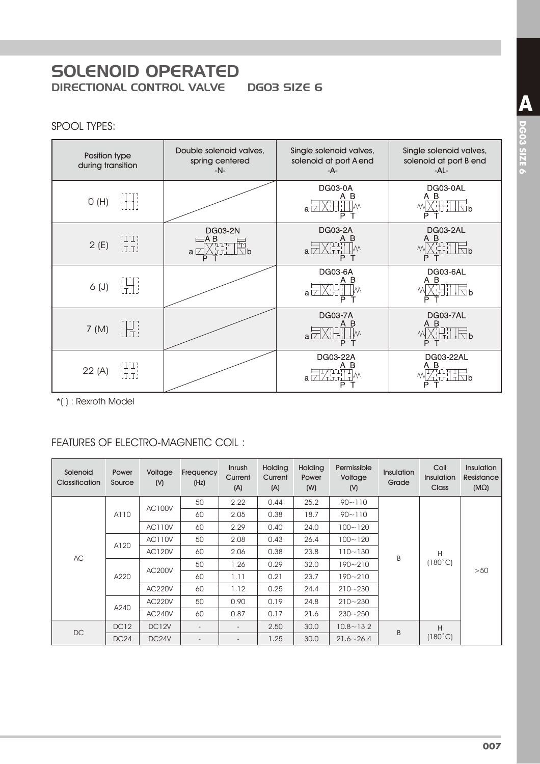# SOLENOID OPERATED
## DIRECTIONAL CONTROL VALVE DG03 SIZE 6

### SPOOL TYPES:

| Position type during transition | Double solenoid valves, spring centered -N- | Single solenoid valves, solenoid at port A end -A- | Single solenoid valves, solenoid at port B end -AL- |
|---|---|---|---|
| 0 (H) | | DG03-0A | DG03-0AL |
| 2 (E) | DG03-2N | DG03-2A | DG03-2AL |
| 6 (J) | | DG03-6A | DG03-6AL |
| 7 (M) | | DG03-7A | DG03-7AL |
| 22 (A) | | DG03-22A | DG03-22AL |

*( ) : Rexroth Model

### FEATURES OF ELECTRO-MAGNETIC COIL :

| Solenoid Classification | Power Source | Voltage (V) | Frequency (Hz) | Inrush Current (A) | Holding Current (A) | Holding Power (W) | Permissible Voltage (V) | Insulation Grade | Coil Insulation Class | Insulation Resistance (MΩ) |
|---|---|---|---|---|---|---|---|---|---|---|
| AC | A110 | AC100V | 50 | 2.22 | 0.44 | 25.2 | 90~110 | B | H (180°C) | >50 |
| | | | 60 | 2.05 | 0.38 | 18.7 | 90~110 | | | |
| | | AC110V | 60 | 2.29 | 0.40 | 24.0 | 100~120 | | | |
| | A120 | AC110V | 50 | 2.08 | 0.43 | 26.4 | 100~120 | | | |
| | | AC120V | 60 | 2.06 | 0.38 | 23.8 | 110~130 | | | |
| | A220 | AC200V | 50 | 1.26 | 0.29 | 32.0 | 190~210 | | | |
| | | | 60 | 1.11 | 0.21 | 23.7 | 190~210 | | | |
| | | AC220V | 60 | 1.12 | 0.25 | 24.4 | 210~230 | | | |
| | A240 | AC220V | 50 | 0.90 | 0.19 | 24.8 | 210~230 | | | |
| | | AC240V | 60 | 0.87 | 0.17 | 21.6 | 230~250 | | | |
| DC | DC12 | DC12V | - | - | 2.50 | 30.0 | 10.8~13.2 | B | H (180°C) | |
| | DC24 | DC24V | - | - | 1.25 | 30.0 | 21.6~26.4 | | | |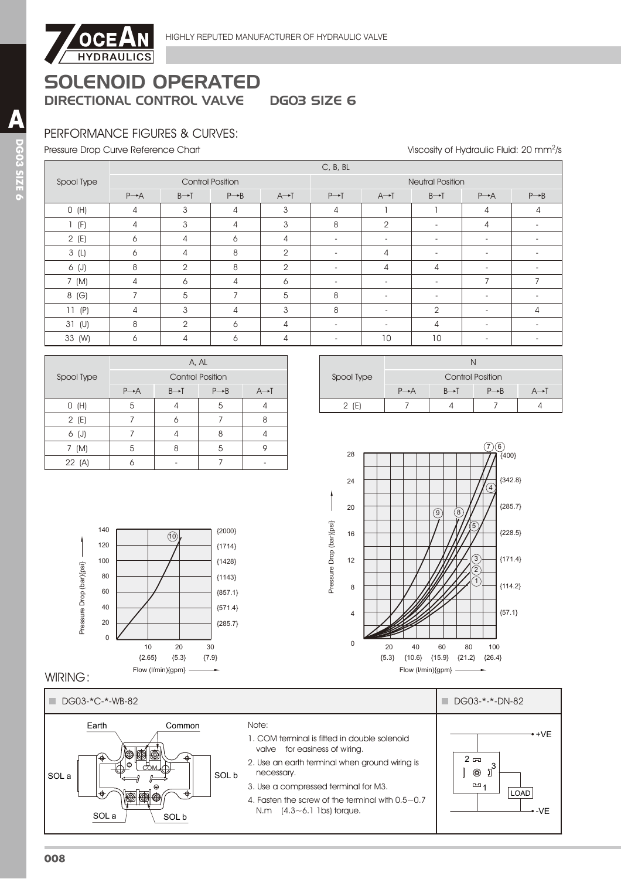# SOLENOID OPERATED

## DIRECTIONAL CONTROL VALVE DG03 SIZE 6

### PERFORMANCE FIGURES & CURVES:

Pressure Drop Curve Reference Chart

Viscosity of Hydraulic Fluid: 20 mm²/s

| Spool Type | C, B, BL | | | | | | | | |
|---|---|---|---|---|---|---|---|---|---|
| | Control Position | | | | Neutral Position | | | | |
| | P→A | B→T | P→B | A→T | P→T | A→T | B→T | P→A | P→B |
| 0 (H) | 4 | 3 | 4 | 3 | 4 | 1 | 1 | 4 | 4 |
| 1 (F) | 4 | 3 | 4 | 3 | 8 | 2 | - | 4 | - |
| 2 (E) | 6 | 4 | 6 | 4 | - | - | - | - | - |
| 3 (L) | 6 | 4 | 8 | 2 | - | 4 | - | - | - |
| 6 (J) | 8 | 2 | 8 | 2 | - | 4 | 4 | - | - |
| 7 (M) | 4 | 6 | 4 | 6 | - | - | - | 7 | 7 |
| 8 (G) | 7 | 5 | 7 | 5 | 8 | - | - | - | - |
| 11 (P) | 4 | 3 | 4 | 3 | 8 | - | 2 | - | 4 |
| 31 (U) | 8 | 2 | 6 | 4 | - | - | 4 | - | - |
| 33 (W) | 6 | 4 | 6 | 4 | - | 10 | 10 | - | - |

| Spool Type | A, AL | | | |
|---|---|---|---|---|
| | Control Position | | | |
| | P→A | B→T | P→B | A→T |
| 0 (H) | 5 | 4 | 5 | 4 |
| 2 (E) | 7 | 6 | 7 | 8 |
| 6 (J) | 7 | 4 | 8 | 4 |
| 7 (M) | 5 | 8 | 5 | 9 |
| 22 (A) | 6 | - | 7 | - |

| Spool Type | N | | | |
|---|---|---|---|---|
| | Control Position | | | |
| | P→A | B→T | P→B | A→T |
| 2 (E) | 7 | 4 | 7 | 4 |

### WIRING:

**DG03-*C-*-WB-82**

Note:

1. COM terminal is fitted in double solenoid valve for easiness of wiring.
2. Use an earth terminal when ground wiring is necessary.
3. Use a compressed terminal for M3.
4. Fasten the screw of the terminal with 0.5~0.7 N.m (4.3~6.1 1bs) torque.

**DG03-*-*-DN-82**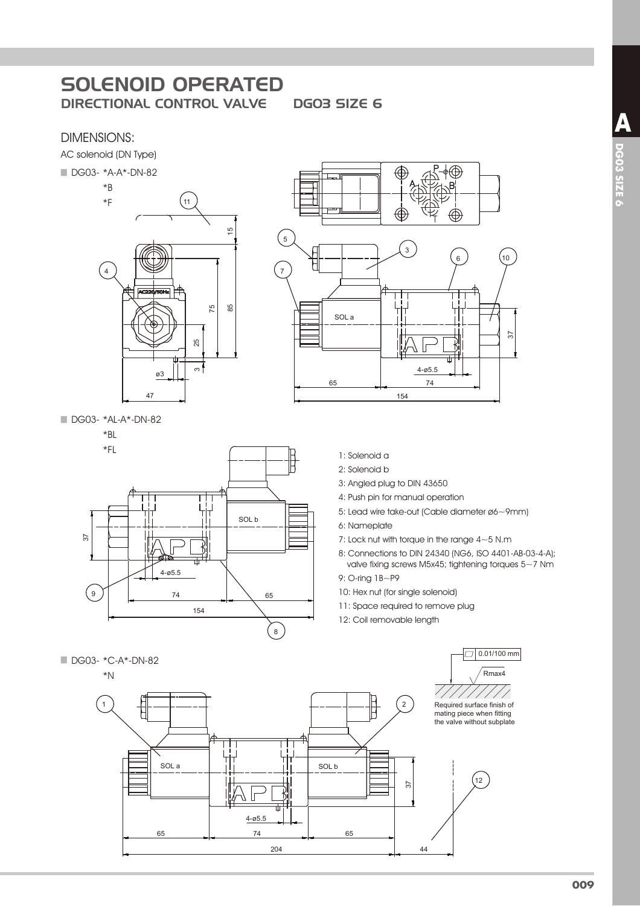# SOLENOID OPERATED

## DIRECTIONAL CONTROL VALVE DG03 SIZE 6

### DIMENSIONS:

AC solenoid (DN Type)

■ DG03- *A-A*-DN-82
*B
*F

■ DG03- *AL-A*-DN-82
*BL
*FL

1: Solenoid a
2: Solenoid b
3: Angled plug to DIN 43650
4: Push pin for manual operation
5: Lead wire take-out (Cable diameter ø6~9mm)
6: Nameplate
7: Lock nut with torque in the range 4~5 N.m
8: Connections to DIN 24340 (NG6, ISO 4401-AB-03-4-A); valve fixing screws M5x45; tightening torques 5~7 Nm
9: O-ring 1B~P9
10: Hex nut (for single solenoid)
11: Space required to remove plug
12: Coil removable length

■ DG03- *C-A*-DN-82
*N

0.01/100 mm
Rmax4
Required surface finish of mating piece when fitting the valve without subplate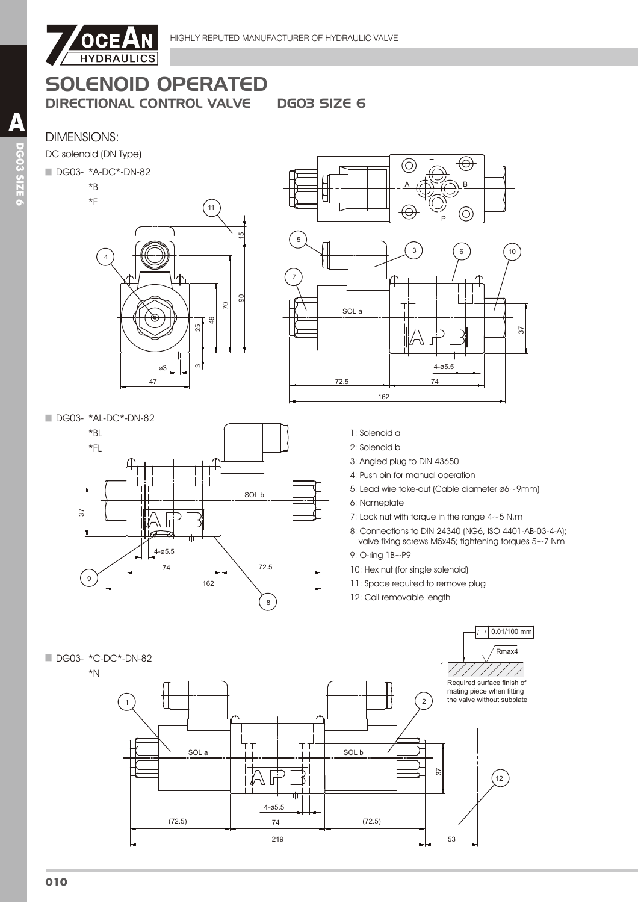# SOLENOID OPERATED

## DIRECTIONAL CONTROL VALVE DG03 SIZE 6

### DIMENSIONS:

DC solenoid (DN Type)

- DG03- *A-DC*-DN-82
  *B
  *F

- DG03- *AL-DC*-DN-82
  *BL
  *FL

1: Solenoid a
2: Solenoid b
3: Angled plug to DIN 43650
4: Push pin for manual operation
5: Lead wire take-out (Cable diameter ø6~9mm)
6: Nameplate
7: Lock nut with torque in the range 4~5 N.m
8: Connections to DIN 24340 (NG6, ISO 4401-AB-03-4-A); valve fixing screws M5x45; tightening torques 5~7 Nm
9: O-ring 1B~P9
10: Hex nut (for single solenoid)
11: Space required to remove plug
12: Coil removable length

- DG03- *C-DC*-DN-82
  *N

0.01/100 mm

Rmax4

Required surface finish of mating piece when fitting the valve without subplate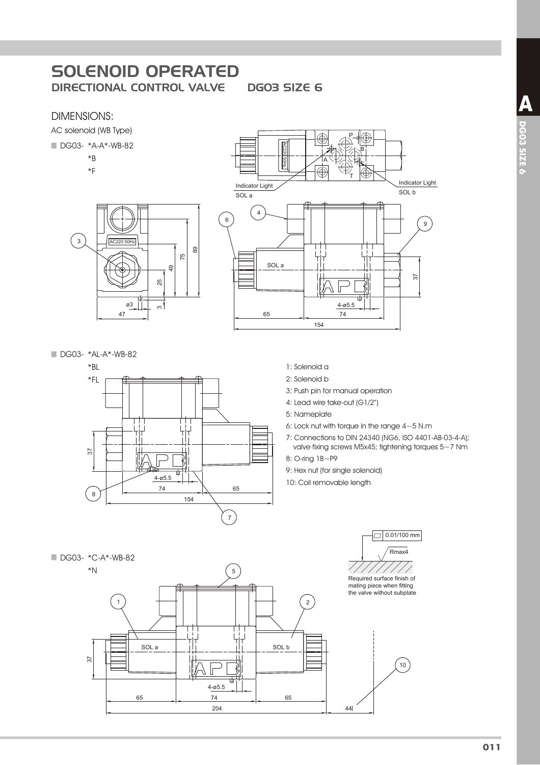# SOLENOID OPERATED
## DIRECTIONAL CONTROL VALVE DG03 SIZE 6

### DIMENSIONS:

AC solenoid (WB Type)

- DG03- *A-A*-WB-82
  *B
  *F

- DG03- *AL-A*-WB-82
  *BL
  *FL

1: Solenoid a
2: Solenoid b
3: Push pin for manual operation
4: Lead wire take-out (G1/2")
5: Nameplate
6: Lock nut with torque in the range 4~5 N.m
7: Connections to DIN 24340 (NG6, ISO 4401-AB-03-4-A); valve fixing screws M5x45; tightening torques 5~7 Nm
8: O-ring 1B~P9
9: Hex nut (for single solenoid)
10: Coil removable length

- DG03- *C-A*-WB-82
  *N

0.01/100 mm
Rmax4
Required surface finish of mating piece when fitting the valve without subplate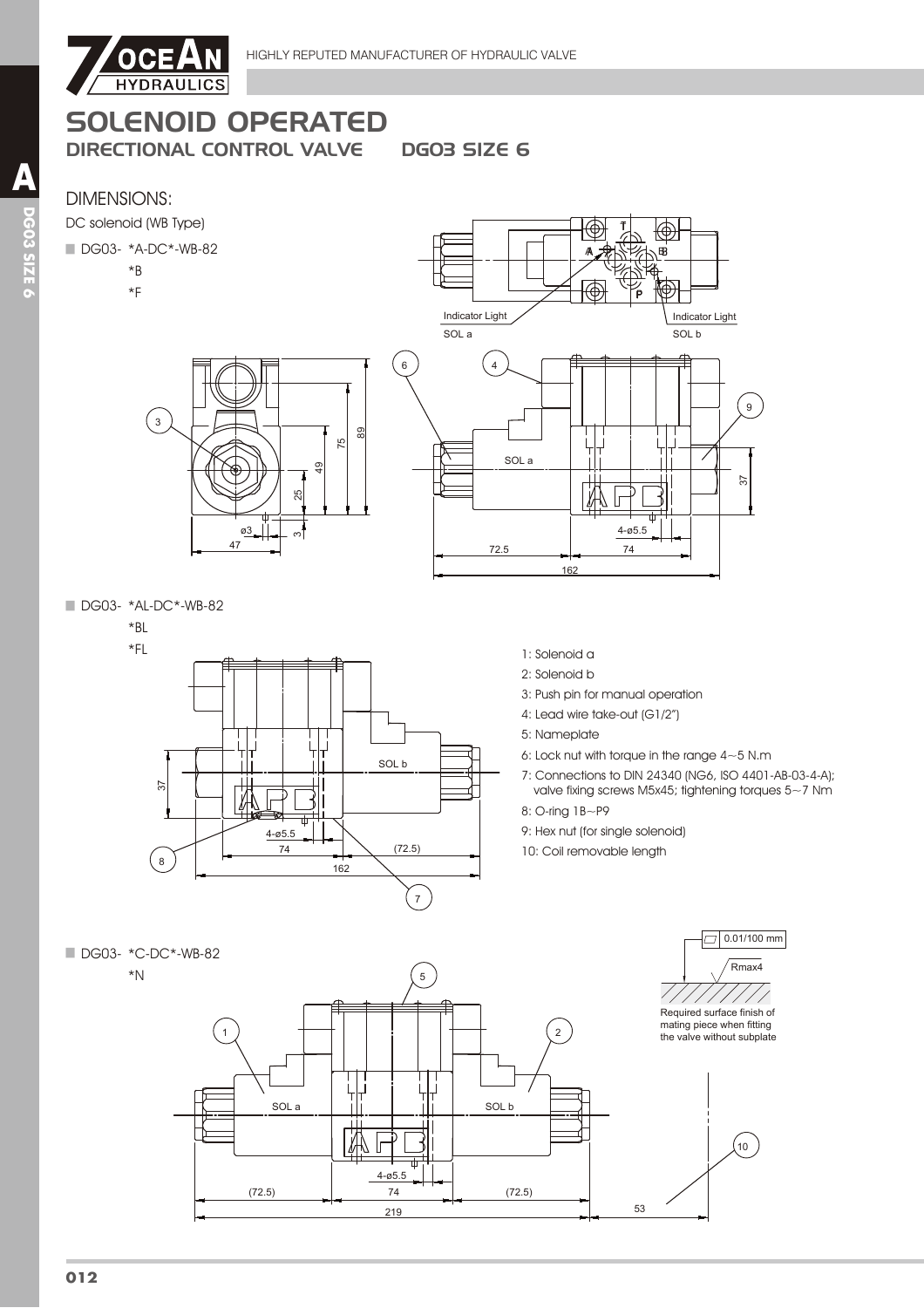# SOLENOID OPERATED

## DIRECTIONAL CONTROL VALVE DG03 SIZE 6

### DIMENSIONS:

DC solenoid (WB Type)

- DG03- *A-DC*-WB-82
  - *B
  - *F

- DG03- *AL-DC*-WB-82
  - *BL
  - *FL

1: Solenoid a
2: Solenoid b
3: Push pin for manual operation
4: Lead wire take-out (G1/2")
5: Nameplate
6: Lock nut with torque in the range 4~5 N.m
7: Connections to DIN 24340 (NG6, ISO 4401-AB-03-4-A); valve fixing screws M5x45; tightening torques 5~7 Nm
8: O-ring 1B~P9
9: Hex nut (for single solenoid)
10: Coil removable length

- DG03- *C-DC*-WB-82
  - *N

0.01/100 mm

Rmax4

Required surface finish of mating piece when fitting the valve without subplate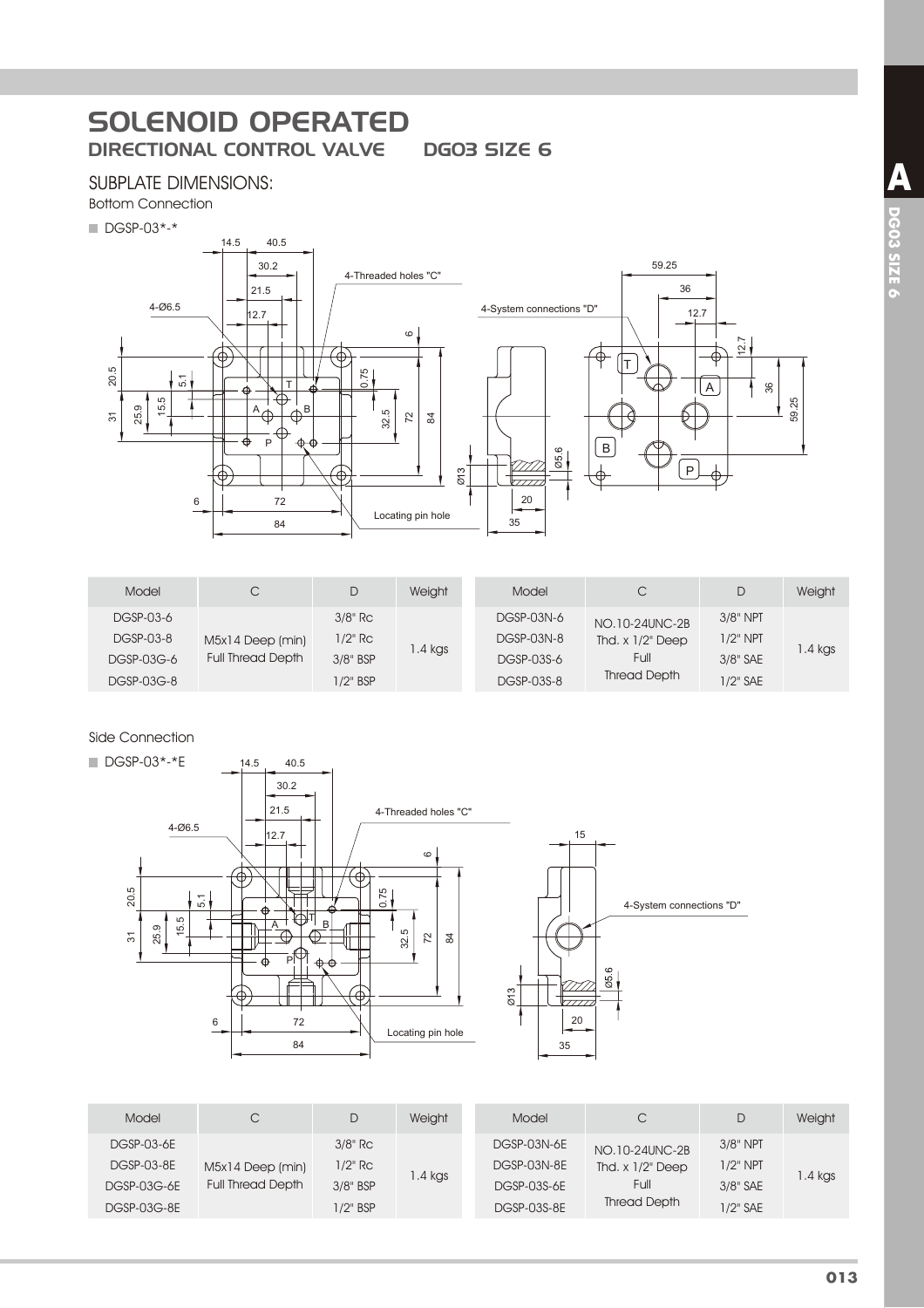# SOLENOID OPERATED

## DIRECTIONAL CONTROL VALVE DG03 SIZE 6

### SUBPLATE DIMENSIONS:

Bottom Connection

- DGSP-03*-*

| Model | C | D | Weight |
|---|---|---|---|
| DGSP-03-6 | M5x14 Deep (min) Full Thread Depth | 3/8" Rc | 1.4 kgs |
| DGSP-03-8 | | 1/2" Rc | |
| DGSP-03G-6 | | 3/8" BSP | |
| DGSP-03G-8 | | 1/2" BSP | |

| Model | C | D | Weight |
|---|---|---|---|
| DGSP-03N-6 | NO.10-24UNC-2B Thd. x 1/2" Deep Full Thread Depth | 3/8" NPT | 1.4 kgs |
| DGSP-03N-8 | | 1/2" NPT | |
| DGSP-03S-6 | | 3/8" SAE | |
| DGSP-03S-8 | | 1/2" SAE | |

Side Connection

- DGSP-03*-*E

| Model | C | D | Weight |
|---|---|---|---|
| DGSP-03-6E | M5x14 Deep (min) Full Thread Depth | 3/8" Rc | 1.4 kgs |
| DGSP-03-8E | | 1/2" Rc | |
| DGSP-03G-6E | | 3/8" BSP | |
| DGSP-03G-8E | | 1/2" BSP | |

| Model | C | D | Weight |
|---|---|---|---|
| DGSP-03N-6E | NO.10-24UNC-2B Thd. x 1/2" Deep Full Thread Depth | 3/8" NPT | 1.4 kgs |
| DGSP-03N-8E | | 1/2" NPT | |
| DGSP-03S-6E | | 3/8" SAE | |
| DGSP-03S-8E | | 1/2" SAE | |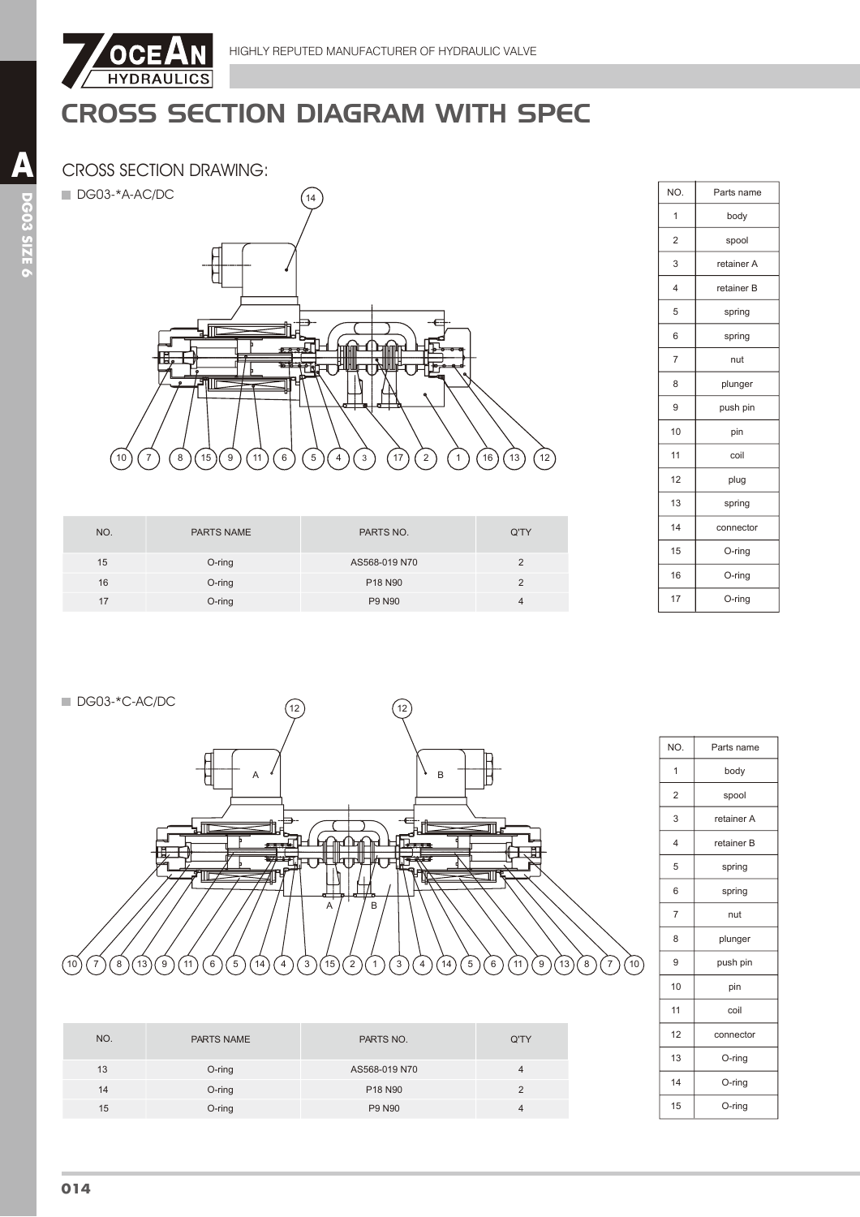# CROSS SECTION DIAGRAM WITH SPEC

## CROSS SECTION DRAWING:

### DG03-*A-AC/DC

14

10 7 8 15 9 11 6 5 4 3 17 2 1 16 13 12

| NO. | PARTS NAME | PARTS NO. | Q'TY |
|---|---|---|---|
| 15 | O-ring | AS568-019 N70 | 2 |
| 16 | O-ring | P18 N90 | 2 |
| 17 | O-ring | P9 N90 | 4 |

| NO. | Parts name |
|---|---|
| 1 | body |
| 2 | spool |
| 3 | retainer A |
| 4 | retainer B |
| 5 | spring |
| 6 | spring |
| 7 | nut |
| 8 | plunger |
| 9 | push pin |
| 10 | pin |
| 11 | coil |
| 12 | plug |
| 13 | spring |
| 14 | connector |
| 15 | O-ring |
| 16 | O-ring |
| 17 | O-ring |

### DG03-*C-AC/DC

12 12

A B

A B

10 7 8 13 9 11 6 5 14 4 3 15 2 1 3 4 14 5 6 11 9 13 8 7 10

| NO. | PARTS NAME | PARTS NO. | Q'TY |
|---|---|---|---|
| 13 | O-ring | AS568-019 N70 | 4 |
| 14 | O-ring | P18 N90 | 2 |
| 15 | O-ring | P9 N90 | 4 |

| NO. | Parts name |
|---|---|
| 1 | body |
| 2 | spool |
| 3 | retainer A |
| 4 | retainer B |
| 5 | spring |
| 6 | spring |
| 7 | nut |
| 8 | plunger |
| 9 | push pin |
| 10 | pin |
| 11 | coil |
| 12 | connector |
| 13 | O-ring |
| 14 | O-ring |
| 15 | O-ring |